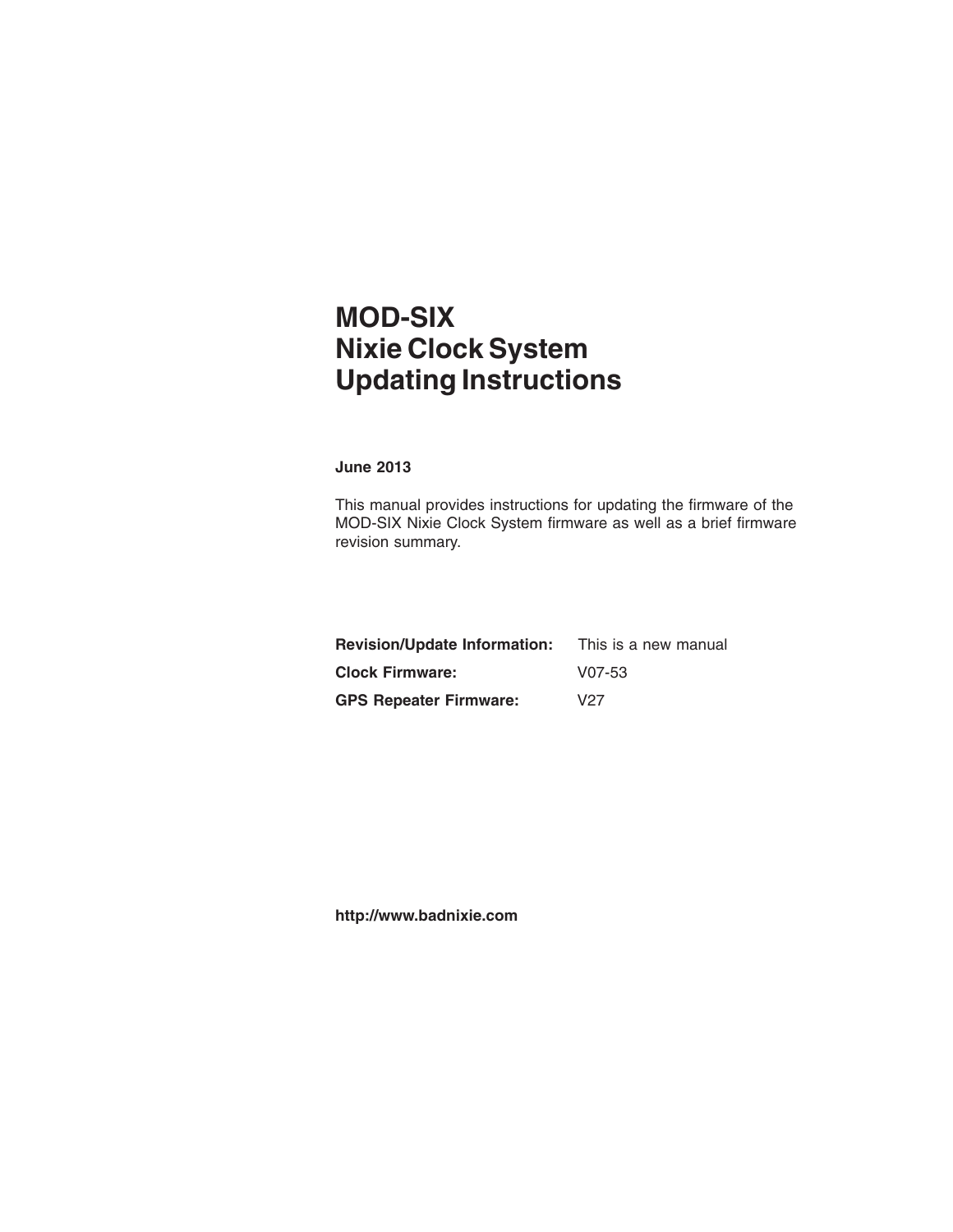# MOD-SIX
# Nixie Clock System
# Updating Instructions

**June 2013**

This manual provides instructions for updating the firmware of the MOD-SIX Nixie Clock System firmware as well as a brief firmware revision summary.

| | |
|---|---|
| **Revision/Update Information:** | This is a new manual |
| **Clock Firmware:** | V07-53 |
| **GPS Repeater Firmware:** | V27 |

**http://www.badnixie.com**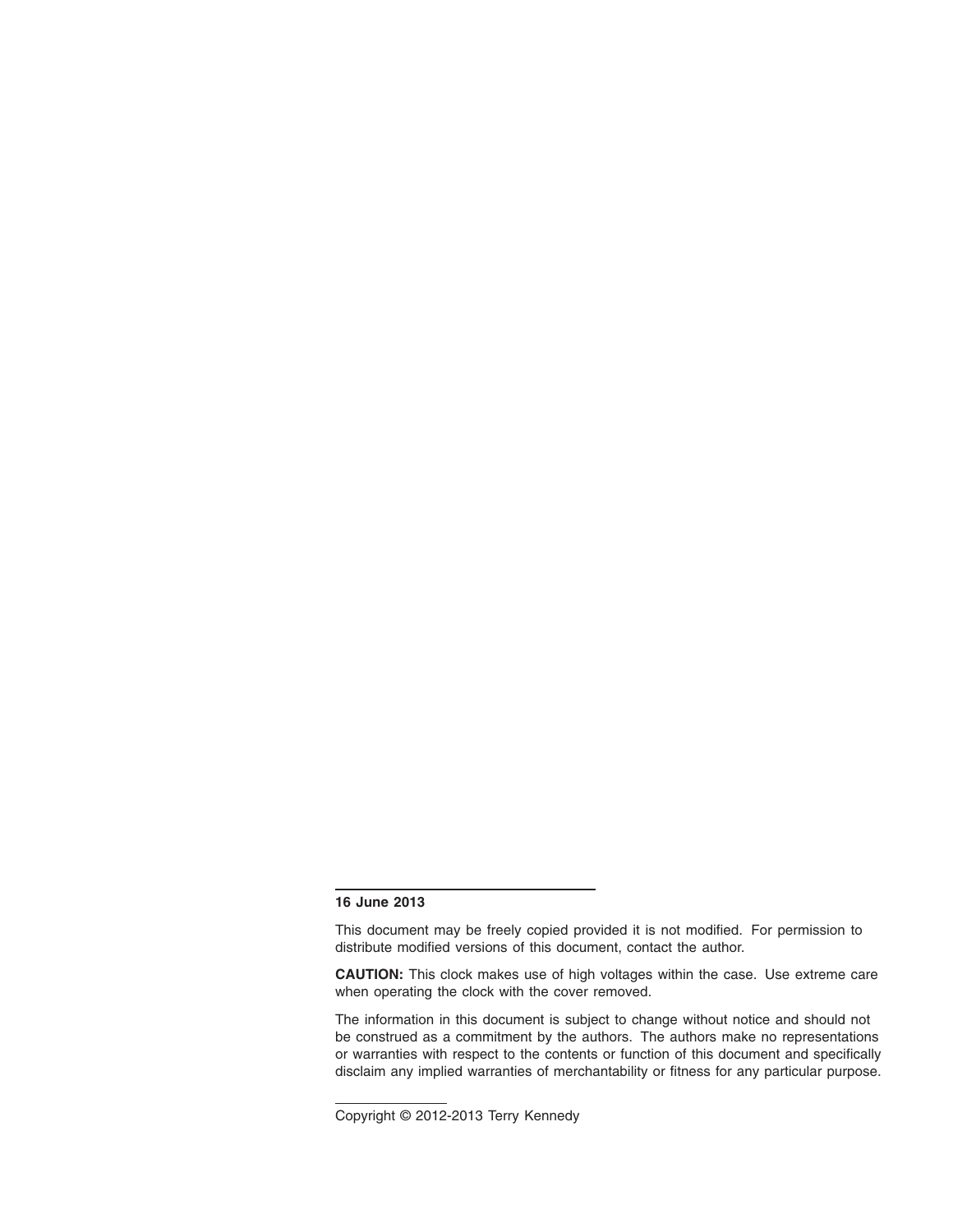**16 June 2013**

This document may be freely copied provided it is not modified. For permission to distribute modified versions of this document, contact the author.

**CAUTION:** This clock makes use of high voltages within the case. Use extreme care when operating the clock with the cover removed.

The information in this document is subject to change without notice and should not be construed as a commitment by the authors. The authors make no representations or warranties with respect to the contents or function of this document and specifically disclaim any implied warranties of merchantability or fitness for any particular purpose.

Copyright © 2012-2013 Terry Kennedy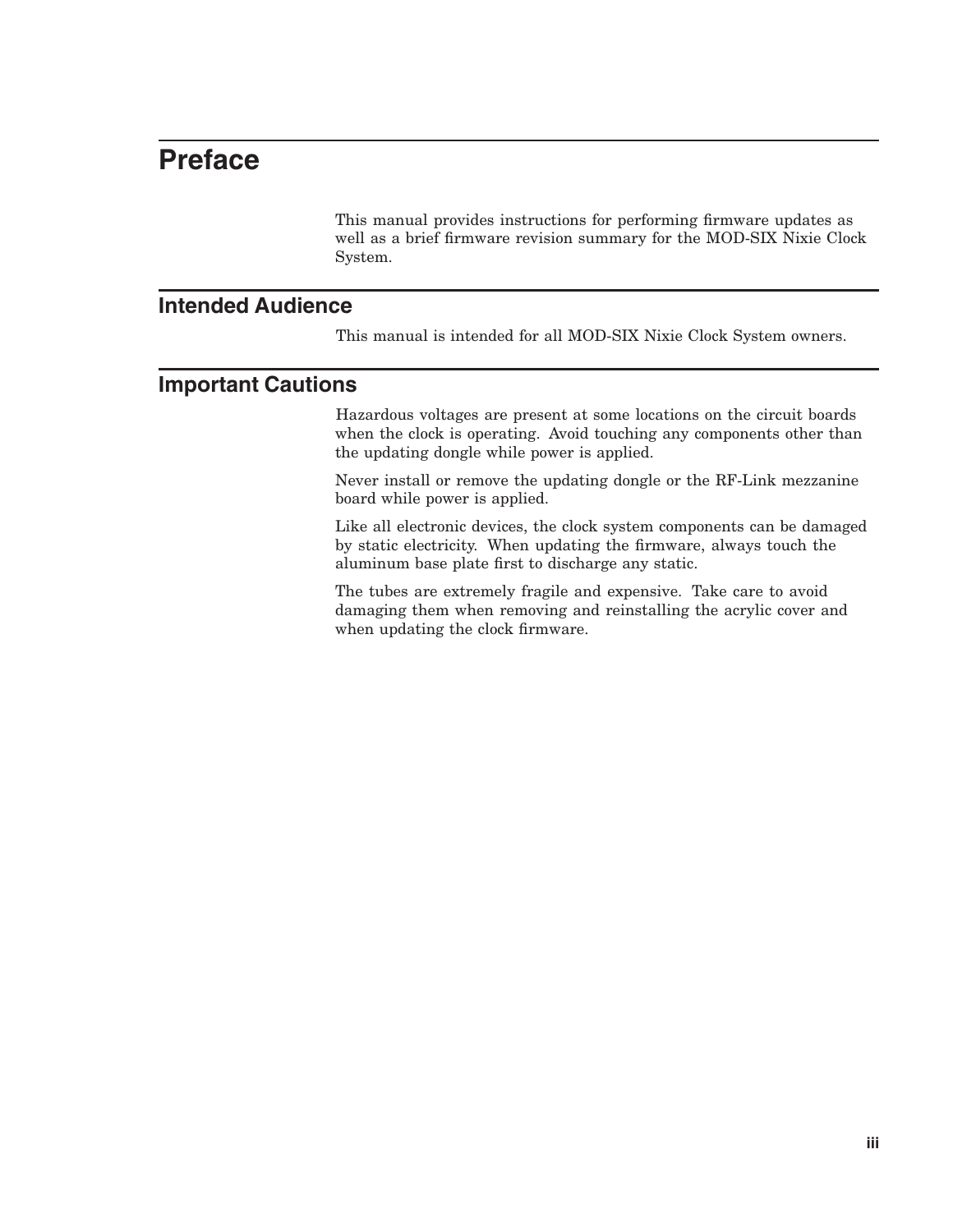# Preface

This manual provides instructions for performing firmware updates as well as a brief firmware revision summary for the MOD-SIX Nixie Clock System.

## Intended Audience

This manual is intended for all MOD-SIX Nixie Clock System owners.

## Important Cautions

Hazardous voltages are present at some locations on the circuit boards when the clock is operating. Avoid touching any components other than the updating dongle while power is applied.

Never install or remove the updating dongle or the RF-Link mezzanine board while power is applied.

Like all electronic devices, the clock system components can be damaged by static electricity. When updating the firmware, always touch the aluminum base plate first to discharge any static.

The tubes are extremely fragile and expensive. Take care to avoid damaging them when removing and reinstalling the acrylic cover and when updating the clock firmware.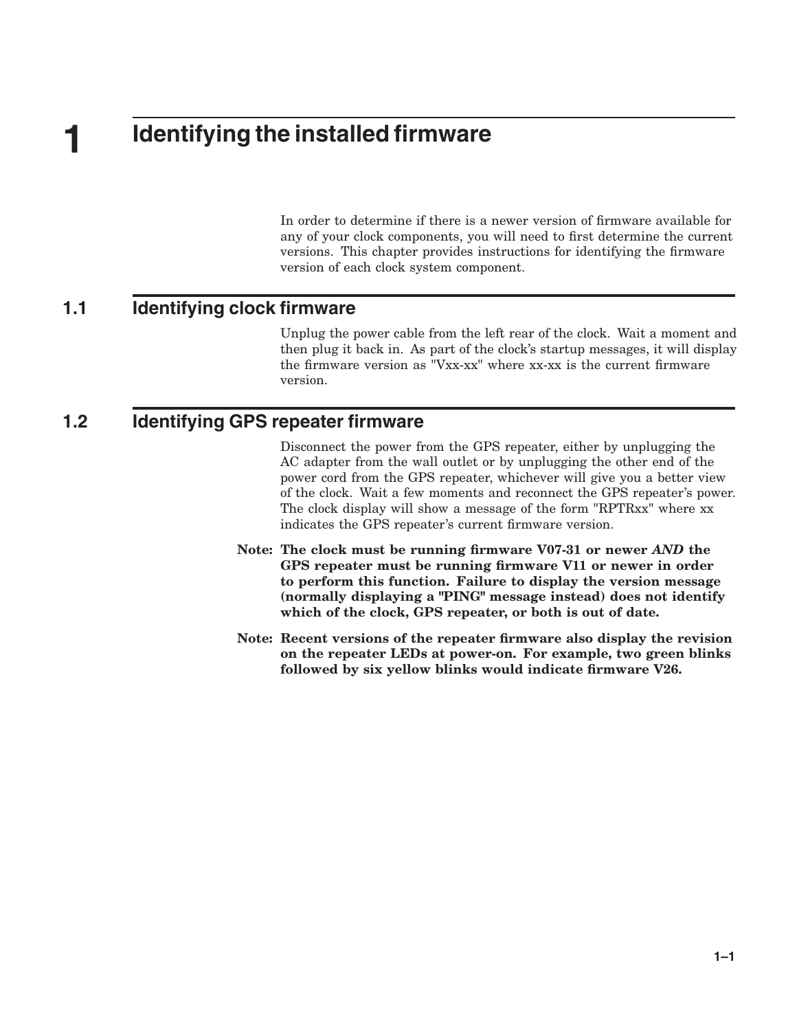# 1 Identifying the installed firmware

In order to determine if there is a newer version of firmware available for any of your clock components, you will need to first determine the current versions. This chapter provides instructions for identifying the firmware version of each clock system component.

## 1.1 Identifying clock firmware

Unplug the power cable from the left rear of the clock. Wait a moment and then plug it back in. As part of the clock's startup messages, it will display the firmware version as "Vxx-xx" where xx-xx is the current firmware version.

## 1.2 Identifying GPS repeater firmware

Disconnect the power from the GPS repeater, either by unplugging the AC adapter from the wall outlet or by unplugging the other end of the power cord from the GPS repeater, whichever will give you a better view of the clock. Wait a few moments and reconnect the GPS repeater's power. The clock display will show a message of the form "RPTRxx" where xx indicates the GPS repeater's current firmware version.

**Note: The clock must be running firmware V07-31 or newer *AND* the GPS repeater must be running firmware V11 or newer in order to perform this function. Failure to display the version message (normally displaying a "PING" message instead) does not identify which of the clock, GPS repeater, or both is out of date.**

**Note: Recent versions of the repeater firmware also display the revision on the repeater LEDs at power-on. For example, two green blinks followed by six yellow blinks would indicate firmware V26.**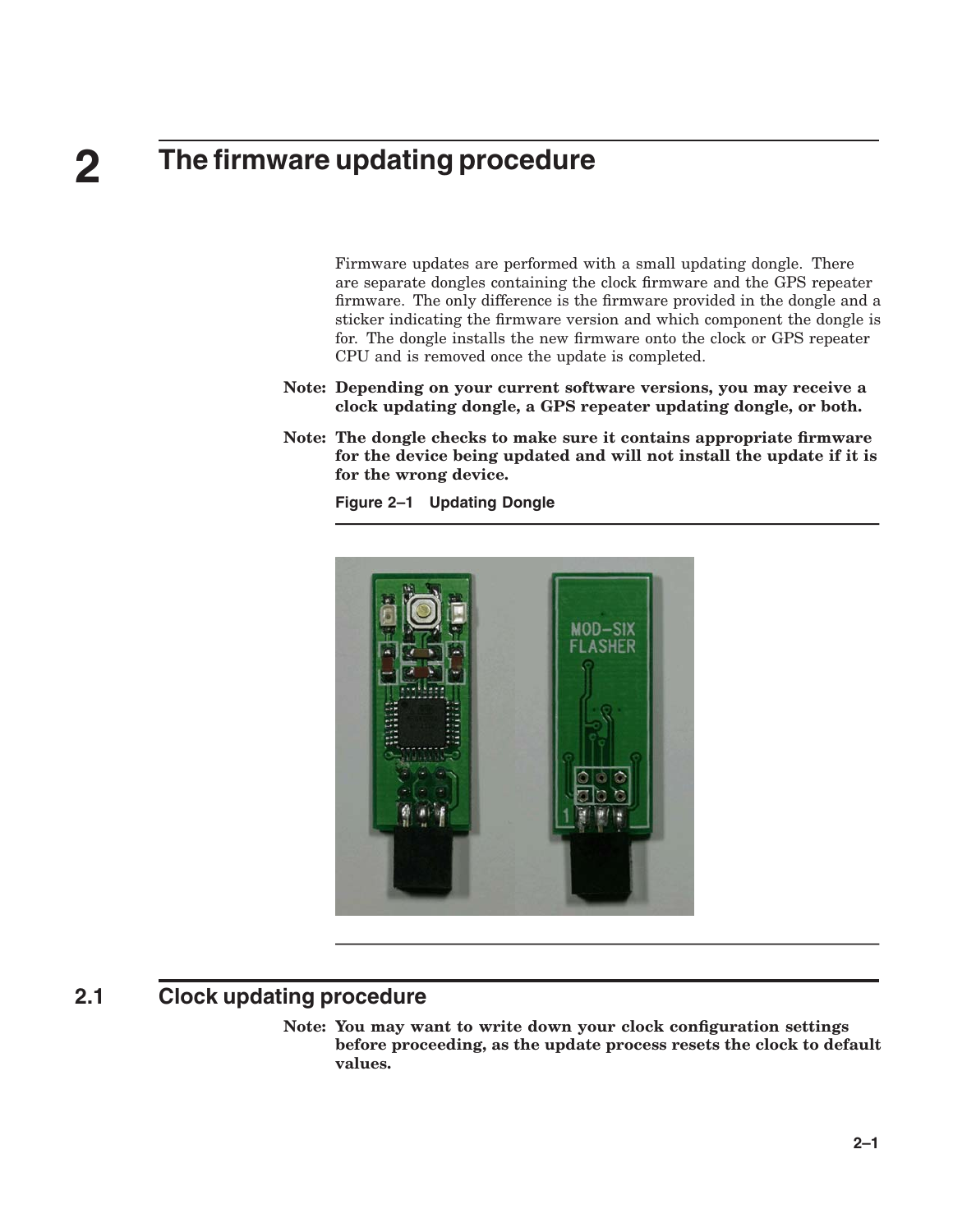# 2 The firmware updating procedure

Firmware updates are performed with a small updating dongle. There are separate dongles containing the clock firmware and the GPS repeater firmware. The only difference is the firmware provided in the dongle and a sticker indicating the firmware version and which component the dongle is for. The dongle installs the new firmware onto the clock or GPS repeater CPU and is removed once the update is completed.

**Note: Depending on your current software versions, you may receive a clock updating dongle, a GPS repeater updating dongle, or both.**

**Note: The dongle checks to make sure it contains appropriate firmware for the device being updated and will not install the update if it is for the wrong device.**

**Figure 2–1 Updating Dongle**

## 2.1 Clock updating procedure

**Note: You may want to write down your clock configuration settings before proceeding, as the update process resets the clock to default values.**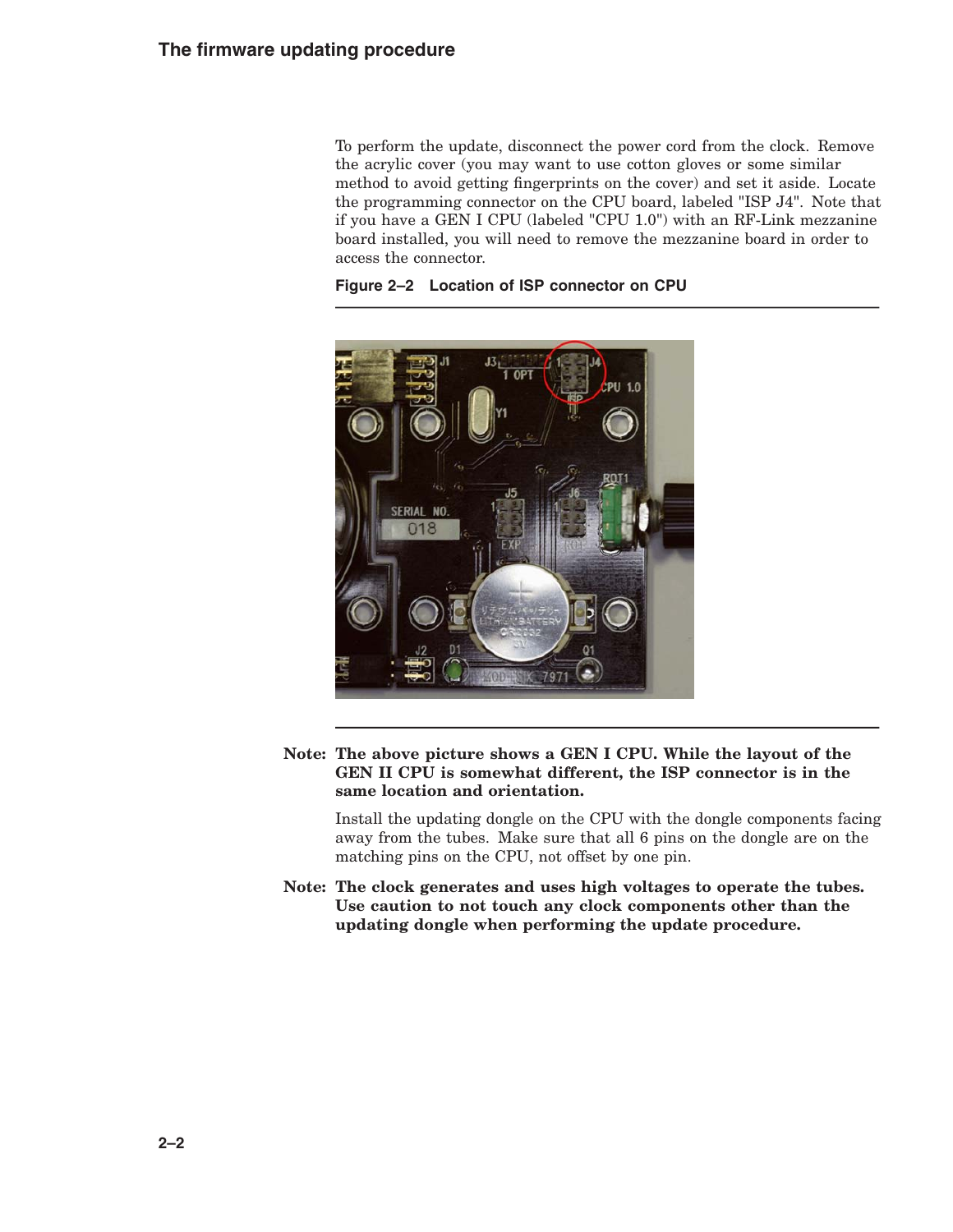To perform the update, disconnect the power cord from the clock. Remove the acrylic cover (you may want to use cotton gloves or some similar method to avoid getting fingerprints on the cover) and set it aside. Locate the programming connector on the CPU board, labeled "ISP J4". Note that if you have a GEN I CPU (labeled "CPU 1.0") with an RF-Link mezzanine board installed, you will need to remove the mezzanine board in order to access the connector.

**Figure 2–2 Location of ISP connector on CPU**

**Note: The above picture shows a GEN I CPU. While the layout of the GEN II CPU is somewhat different, the ISP connector is in the same location and orientation.**

Install the updating dongle on the CPU with the dongle components facing away from the tubes. Make sure that all 6 pins on the dongle are on the matching pins on the CPU, not offset by one pin.

**Note: The clock generates and uses high voltages to operate the tubes. Use caution to not touch any clock components other than the updating dongle when performing the update procedure.**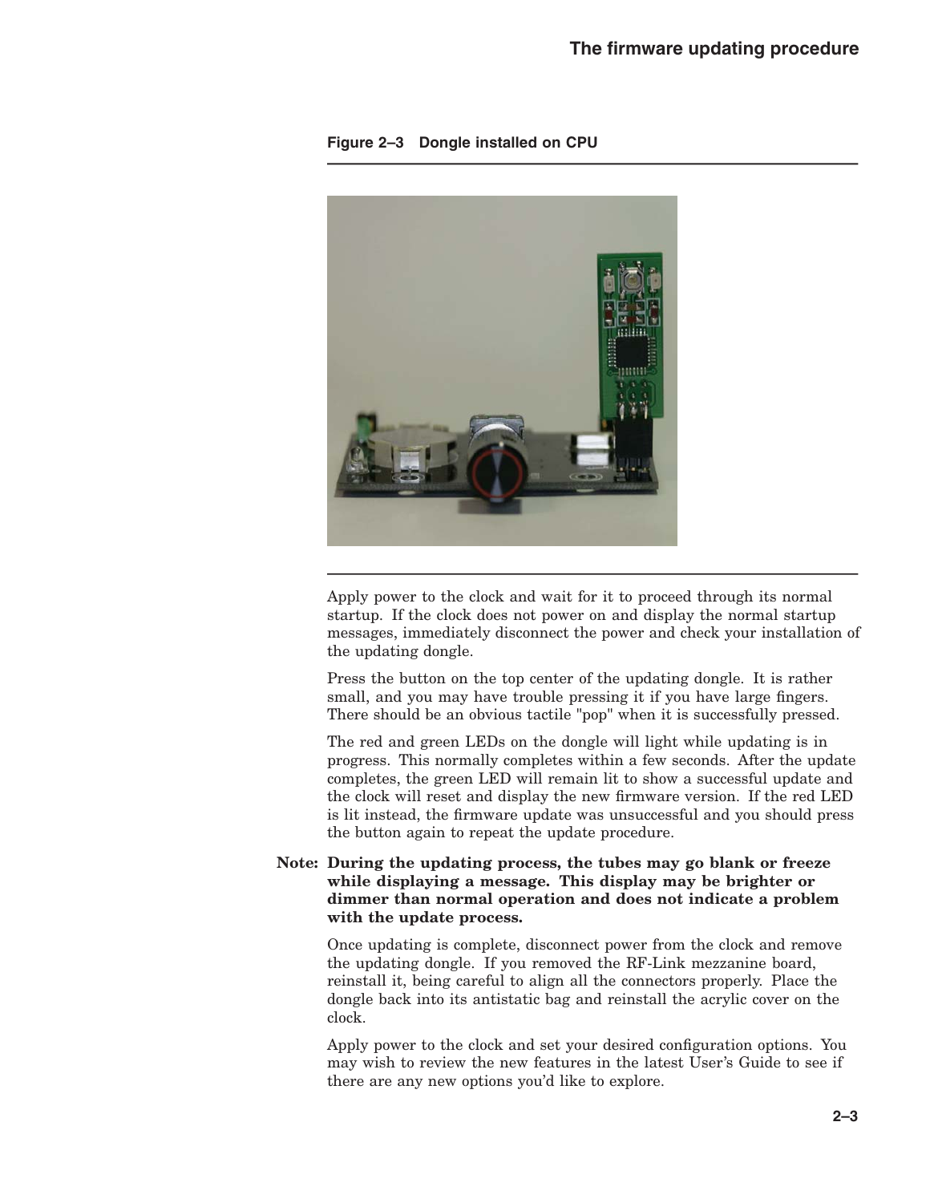**Figure 2–3 Dongle installed on CPU**

Apply power to the clock and wait for it to proceed through its normal startup. If the clock does not power on and display the normal startup messages, immediately disconnect the power and check your installation of the updating dongle.

Press the button on the top center of the updating dongle. It is rather small, and you may have trouble pressing it if you have large fingers. There should be an obvious tactile "pop" when it is successfully pressed.

The red and green LEDs on the dongle will light while updating is in progress. This normally completes within a few seconds. After the update completes, the green LED will remain lit to show a successful update and the clock will reset and display the new firmware version. If the red LED is lit instead, the firmware update was unsuccessful and you should press the button again to repeat the update procedure.

**Note: During the updating process, the tubes may go blank or freeze while displaying a message. This display may be brighter or dimmer than normal operation and does not indicate a problem with the update process.**

Once updating is complete, disconnect power from the clock and remove the updating dongle. If you removed the RF-Link mezzanine board, reinstall it, being careful to align all the connectors properly. Place the dongle back into its antistatic bag and reinstall the acrylic cover on the clock.

Apply power to the clock and set your desired configuration options. You may wish to review the new features in the latest User's Guide to see if there are any new options you'd like to explore.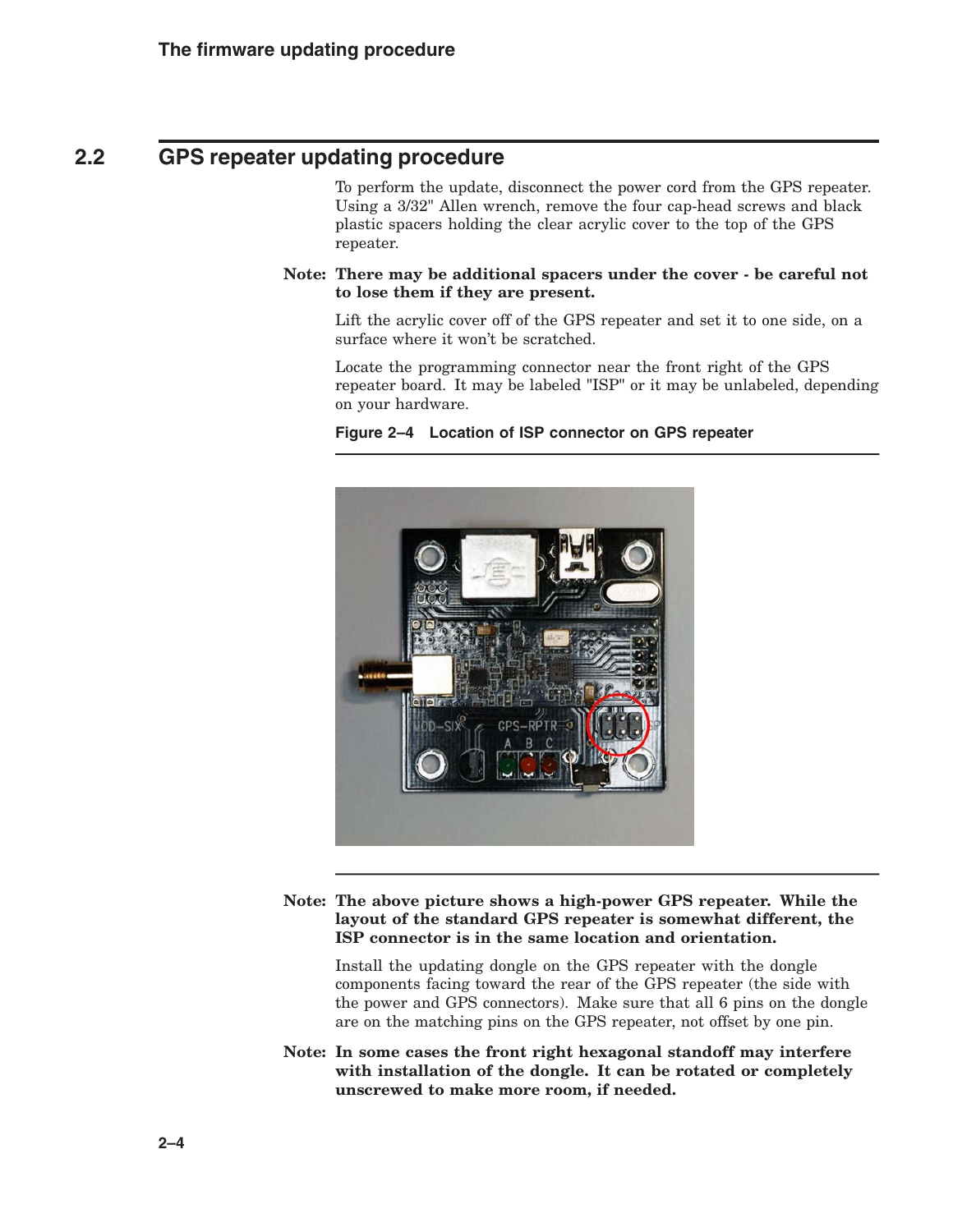## 2.2 GPS repeater updating procedure

To perform the update, disconnect the power cord from the GPS repeater. Using a 3/32" Allen wrench, remove the four cap-head screws and black plastic spacers holding the clear acrylic cover to the top of the GPS repeater.

**Note: There may be additional spacers under the cover - be careful not to lose them if they are present.**

Lift the acrylic cover off of the GPS repeater and set it to one side, on a surface where it won't be scratched.

Locate the programming connector near the front right of the GPS repeater board. It may be labeled "ISP" or it may be unlabeled, depending on your hardware.

**Figure 2–4 Location of ISP connector on GPS repeater**

**Note: The above picture shows a high-power GPS repeater. While the layout of the standard GPS repeater is somewhat different, the ISP connector is in the same location and orientation.**

Install the updating dongle on the GPS repeater with the dongle components facing toward the rear of the GPS repeater (the side with the power and GPS connectors). Make sure that all 6 pins on the dongle are on the matching pins on the GPS repeater, not offset by one pin.

**Note: In some cases the front right hexagonal standoff may interfere with installation of the dongle. It can be rotated or completely unscrewed to make more room, if needed.**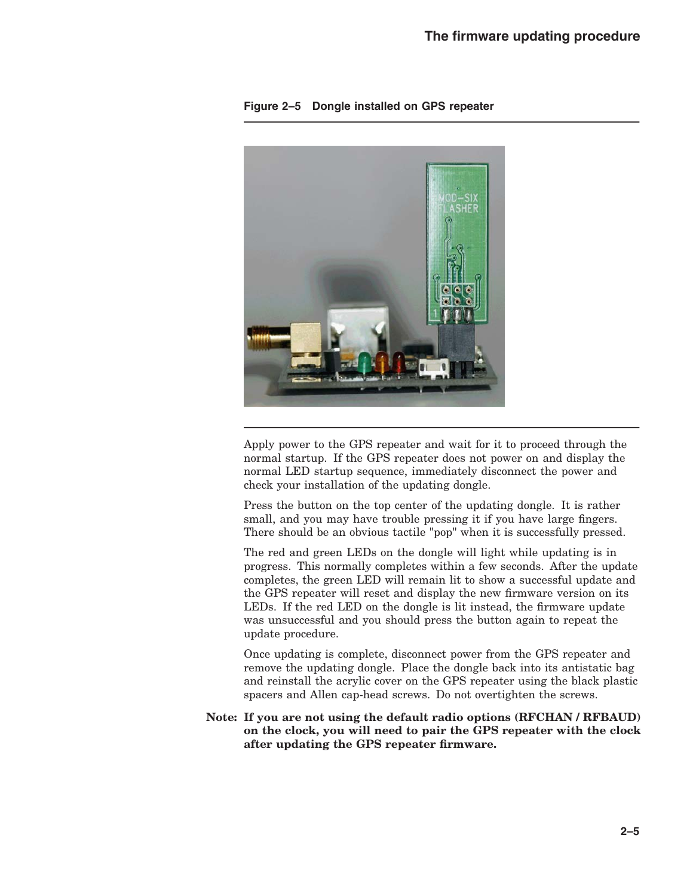**Figure 2–5 Dongle installed on GPS repeater**

Apply power to the GPS repeater and wait for it to proceed through the normal startup. If the GPS repeater does not power on and display the normal LED startup sequence, immediately disconnect the power and check your installation of the updating dongle.

Press the button on the top center of the updating dongle. It is rather small, and you may have trouble pressing it if you have large fingers. There should be an obvious tactile "pop" when it is successfully pressed.

The red and green LEDs on the dongle will light while updating is in progress. This normally completes within a few seconds. After the update completes, the green LED will remain lit to show a successful update and the GPS repeater will reset and display the new firmware version on its LEDs. If the red LED on the dongle is lit instead, the firmware update was unsuccessful and you should press the button again to repeat the update procedure.

Once updating is complete, disconnect power from the GPS repeater and remove the updating dongle. Place the dongle back into its antistatic bag and reinstall the acrylic cover on the GPS repeater using the black plastic spacers and Allen cap-head screws. Do not overtighten the screws.

**Note: If you are not using the default radio options (RFCHAN / RFBAUD) on the clock, you will need to pair the GPS repeater with the clock after updating the GPS repeater firmware.**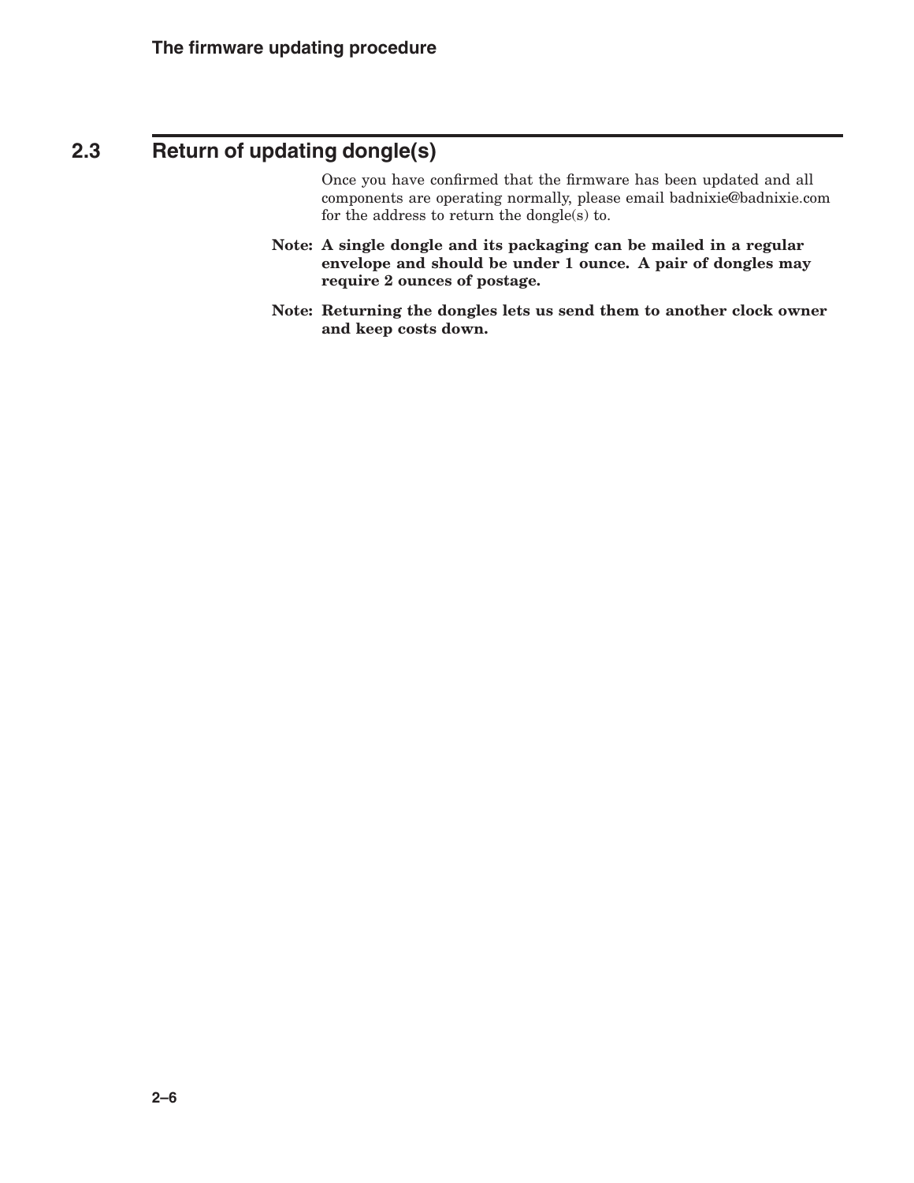## 2.3 Return of updating dongle(s)

Once you have confirmed that the firmware has been updated and all components are operating normally, please email badnixie@badnixie.com for the address to return the dongle(s) to.

**Note: A single dongle and its packaging can be mailed in a regular envelope and should be under 1 ounce. A pair of dongles may require 2 ounces of postage.**

**Note: Returning the dongles lets us send them to another clock owner and keep costs down.**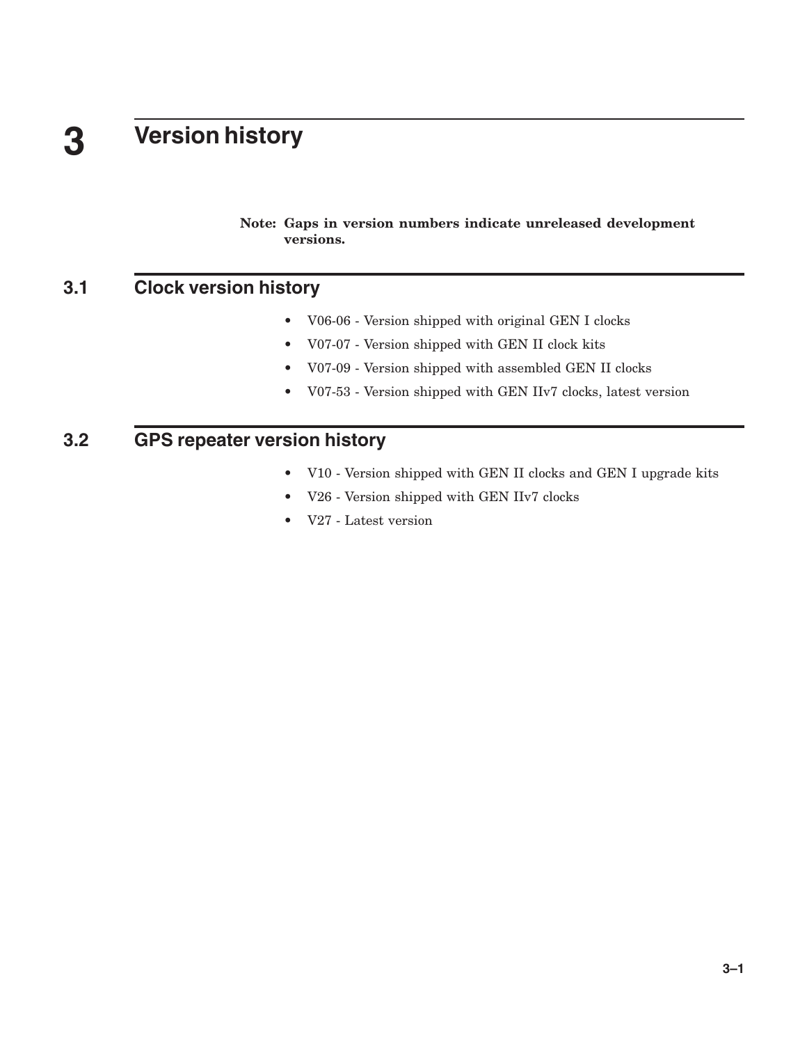# 3 Version history

**Note: Gaps in version numbers indicate unreleased development versions.**

## 3.1 Clock version history

- V06-06 - Version shipped with original GEN I clocks
- V07-07 - Version shipped with GEN II clock kits
- V07-09 - Version shipped with assembled GEN II clocks
- V07-53 - Version shipped with GEN IIv7 clocks, latest version

## 3.2 GPS repeater version history

- V10 - Version shipped with GEN II clocks and GEN I upgrade kits
- V26 - Version shipped with GEN IIv7 clocks
- V27 - Latest version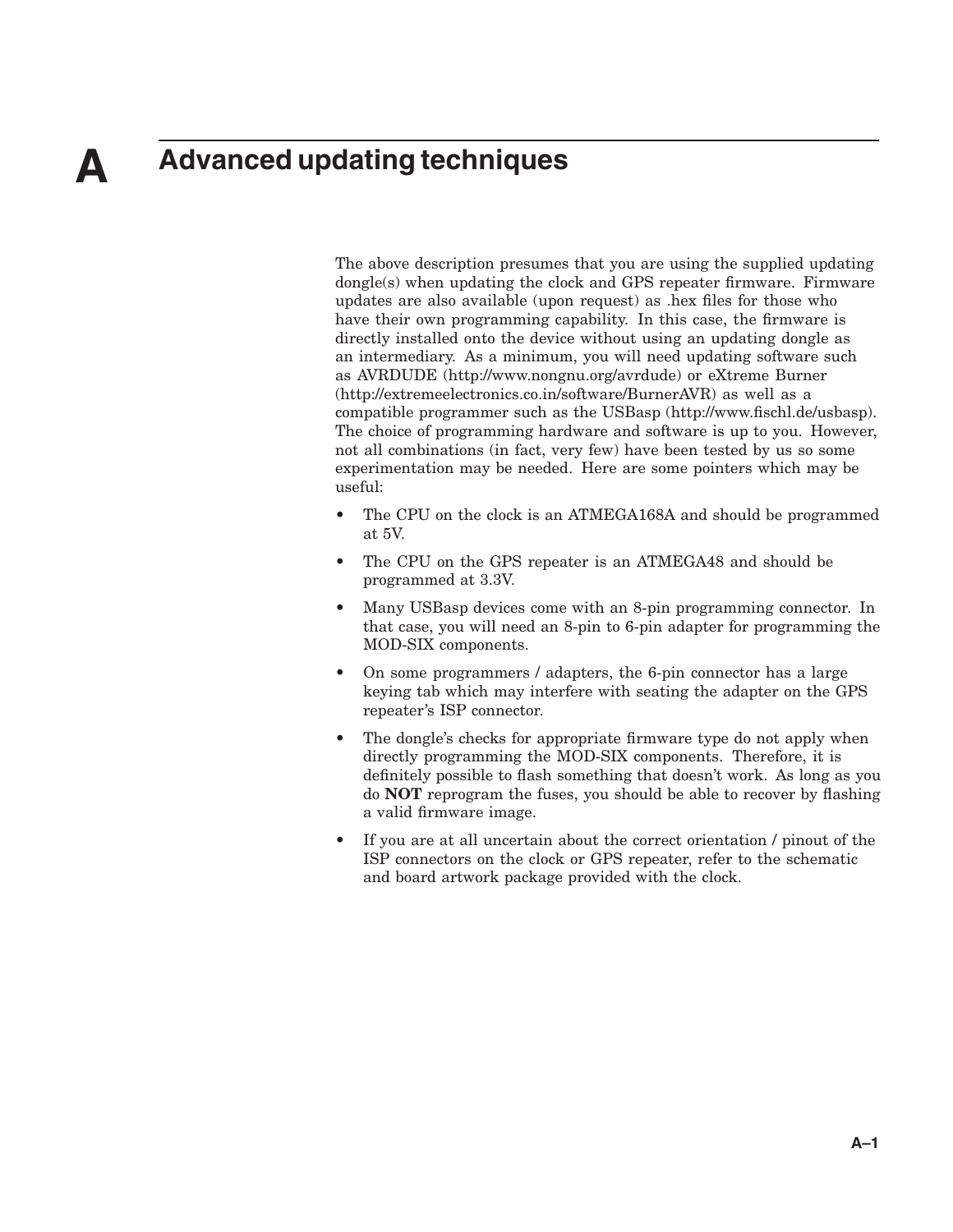# A Advanced updating techniques

The above description presumes that you are using the supplied updating dongle(s) when updating the clock and GPS repeater firmware. Firmware updates are also available (upon request) as .hex files for those who have their own programming capability. In this case, the firmware is directly installed onto the device without using an updating dongle as an intermediary. As a minimum, you will need updating software such as AVRDUDE (http://www.nongnu.org/avrdude) or eXtreme Burner (http://extremeelectronics.co.in/software/BurnerAVR) as well as a compatible programmer such as the USBasp (http://www.fischl.de/usbasp). The choice of programming hardware and software is up to you. However, not all combinations (in fact, very few) have been tested by us so some experimentation may be needed. Here are some pointers which may be useful:

- The CPU on the clock is an ATMEGA168A and should be programmed at 5V.
- The CPU on the GPS repeater is an ATMEGA48 and should be programmed at 3.3V.
- Many USBasp devices come with an 8-pin programming connector. In that case, you will need an 8-pin to 6-pin adapter for programming the MOD-SIX components.
- On some programmers / adapters, the 6-pin connector has a large keying tab which may interfere with seating the adapter on the GPS repeater's ISP connector.
- The dongle's checks for appropriate firmware type do not apply when directly programming the MOD-SIX components. Therefore, it is definitely possible to flash something that doesn't work. As long as you do **NOT** reprogram the fuses, you should be able to recover by flashing a valid firmware image.
- If you are at all uncertain about the correct orientation / pinout of the ISP connectors on the clock or GPS repeater, refer to the schematic and board artwork package provided with the clock.